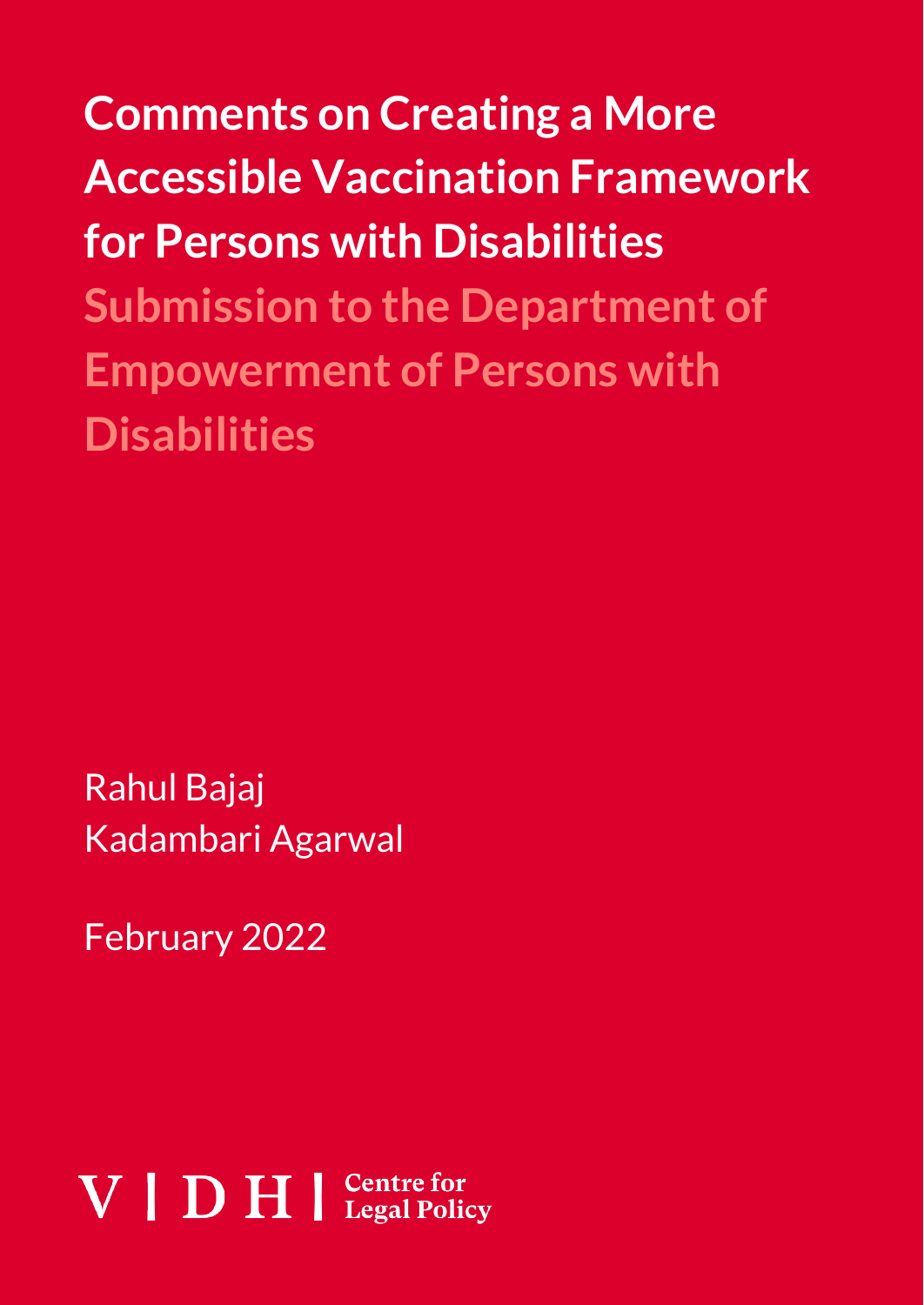# Comments on Creating a More Accessible Vaccination Framework for Persons with Disabilities

## Submission to the Department of Empowerment of Persons with Disabilities

Rahul Bajaj
Kadambari Agarwal

February 2022

VIDHI | Centre for Legal Policy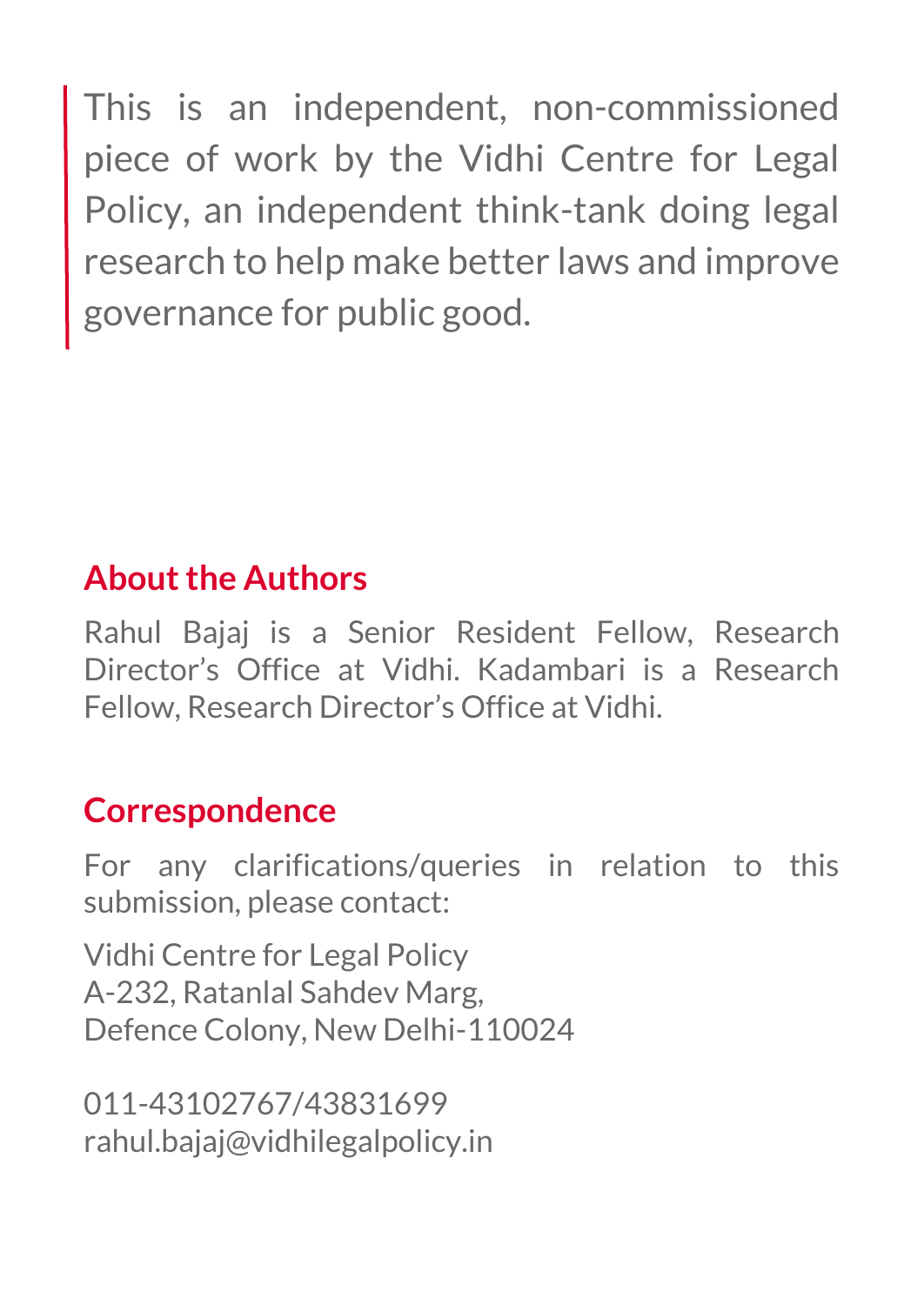This is an independent, non-commissioned piece of work by the Vidhi Centre for Legal Policy, an independent think-tank doing legal research to help make better laws and improve governance for public good.

## About the Authors

Rahul Bajaj is a Senior Resident Fellow, Research Director's Office at Vidhi. Kadambari is a Research Fellow, Research Director's Office at Vidhi.

## Correspondence

For any clarifications/queries in relation to this submission, please contact:

Vidhi Centre for Legal Policy
A-232, Ratanlal Sahdev Marg,
Defence Colony, New Delhi-110024

011-43102767/43831699
rahul.bajaj@vidhilegalpolicy.in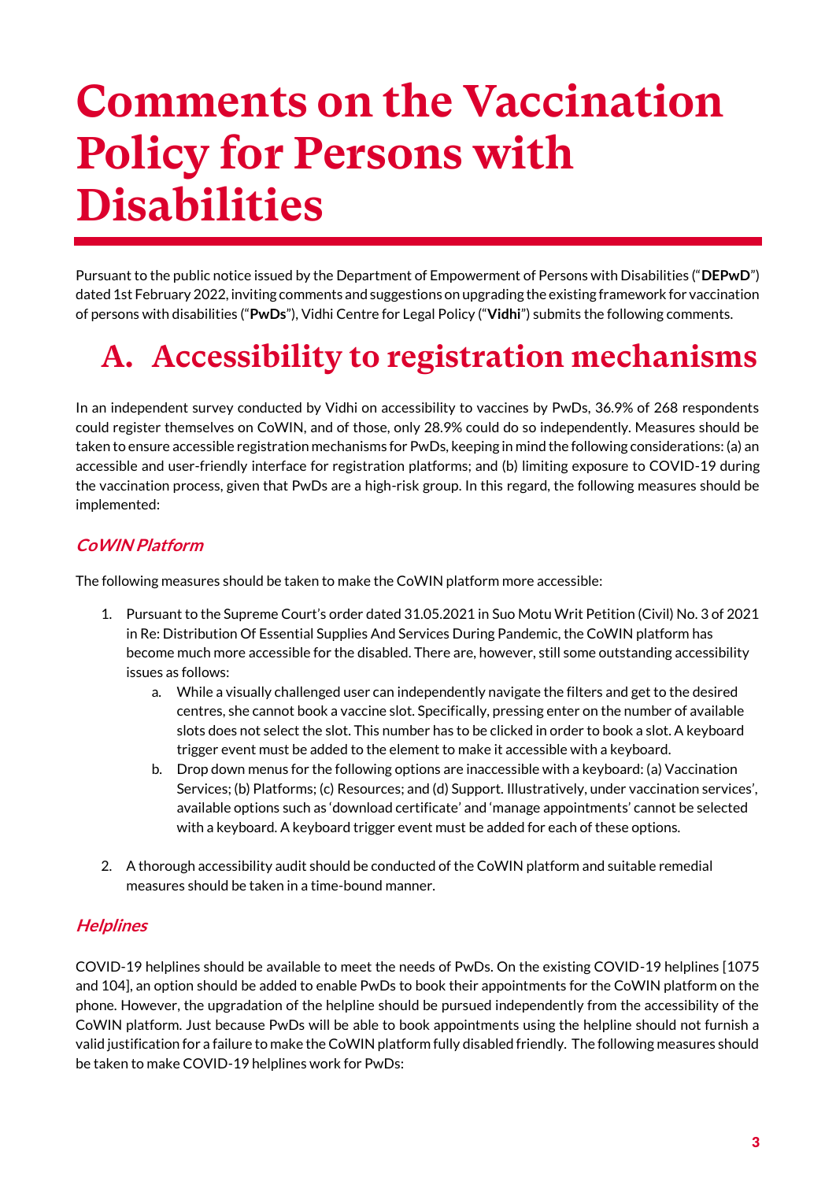# Comments on the Vaccination Policy for Persons with Disabilities

Pursuant to the public notice issued by the Department of Empowerment of Persons with Disabilities ("**DEPwD**") dated 1st February 2022, inviting comments and suggestions on upgrading the existing framework for vaccination of persons with disabilities ("**PwDs**"), Vidhi Centre for Legal Policy ("**Vidhi**") submits the following comments.

## A. Accessibility to registration mechanisms

In an independent survey conducted by Vidhi on accessibility to vaccines by PwDs, 36.9% of 268 respondents could register themselves on CoWIN, and of those, only 28.9% could do so independently. Measures should be taken to ensure accessible registration mechanisms for PwDs, keeping in mind the following considerations: (a) an accessible and user-friendly interface for registration platforms; and (b) limiting exposure to COVID-19 during the vaccination process, given that PwDs are a high-risk group. In this regard, the following measures should be implemented:

### *CoWIN Platform*

The following measures should be taken to make the CoWIN platform more accessible:

1. Pursuant to the Supreme Court's order dated 31.05.2021 in Suo Motu Writ Petition (Civil) No. 3 of 2021 in Re: Distribution Of Essential Supplies And Services During Pandemic, the CoWIN platform has become much more accessible for the disabled. There are, however, still some outstanding accessibility issues as follows:
   a. While a visually challenged user can independently navigate the filters and get to the desired centres, she cannot book a vaccine slot. Specifically, pressing enter on the number of available slots does not select the slot. This number has to be clicked in order to book a slot. A keyboard trigger event must be added to the element to make it accessible with a keyboard.
   b. Drop down menus for the following options are inaccessible with a keyboard: (a) Vaccination Services; (b) Platforms; (c) Resources; and (d) Support. Illustratively, under vaccination services', available options such as 'download certificate' and 'manage appointments' cannot be selected with a keyboard. A keyboard trigger event must be added for each of these options.

2. A thorough accessibility audit should be conducted of the CoWIN platform and suitable remedial measures should be taken in a time-bound manner.

### *Helplines*

COVID-19 helplines should be available to meet the needs of PwDs. On the existing COVID-19 helplines [1075 and 104], an option should be added to enable PwDs to book their appointments for the CoWIN platform on the phone. However, the upgradation of the helpline should be pursued independently from the accessibility of the CoWIN platform. Just because PwDs will be able to book appointments using the helpline should not furnish a valid justification for a failure to make the CoWIN platform fully disabled friendly. The following measures should be taken to make COVID-19 helplines work for PwDs: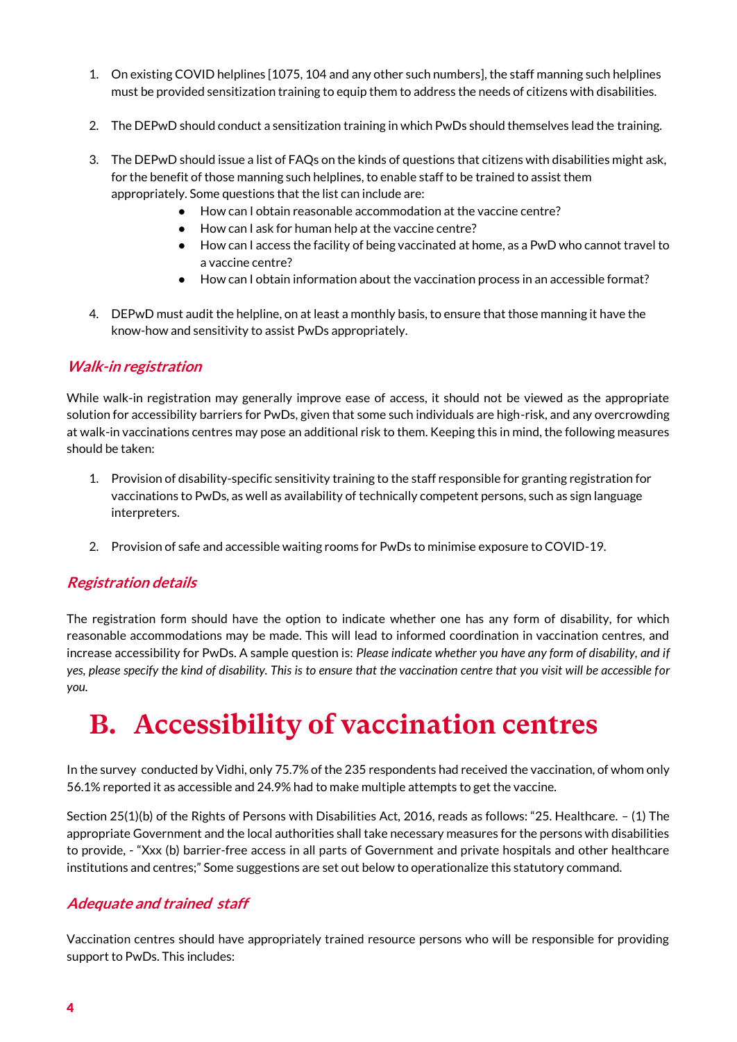1. On existing COVID helplines [1075, 104 and any other such numbers], the staff manning such helplines must be provided sensitization training to equip them to address the needs of citizens with disabilities.

2. The DEPwD should conduct a sensitization training in which PwDs should themselves lead the training.

3. The DEPwD should issue a list of FAQs on the kinds of questions that citizens with disabilities might ask, for the benefit of those manning such helplines, to enable staff to be trained to assist them appropriately. Some questions that the list can include are:
    - How can I obtain reasonable accommodation at the vaccine centre?
    - How can I ask for human help at the vaccine centre?
    - How can I access the facility of being vaccinated at home, as a PwD who cannot travel to a vaccine centre?
    - How can I obtain information about the vaccination process in an accessible format?

4. DEPwD must audit the helpline, on at least a monthly basis, to ensure that those manning it have the know-how and sensitivity to assist PwDs appropriately.

### *Walk-in registration*

While walk-in registration may generally improve ease of access, it should not be viewed as the appropriate solution for accessibility barriers for PwDs, given that some such individuals are high-risk, and any overcrowding at walk-in vaccinations centres may pose an additional risk to them. Keeping this in mind, the following measures should be taken:

1. Provision of disability-specific sensitivity training to the staff responsible for granting registration for vaccinations to PwDs, as well as availability of technically competent persons, such as sign language interpreters.

2. Provision of safe and accessible waiting rooms for PwDs to minimise exposure to COVID-19.

### *Registration details*

The registration form should have the option to indicate whether one has any form of disability, for which reasonable accommodations may be made. This will lead to informed coordination in vaccination centres, and increase accessibility for PwDs. A sample question is: *Please indicate whether you have any form of disability, and if yes, please specify the kind of disability. This is to ensure that the vaccination centre that you visit will be accessible for you.*

## B. Accessibility of vaccination centres

In the survey conducted by Vidhi, only 75.7% of the 235 respondents had received the vaccination, of whom only 56.1% reported it as accessible and 24.9% had to make multiple attempts to get the vaccine.

Section 25(1)(b) of the Rights of Persons with Disabilities Act, 2016, reads as follows: "25. Healthcare. – (1) The appropriate Government and the local authorities shall take necessary measures for the persons with disabilities to provide, - "Xxx (b) barrier-free access in all parts of Government and private hospitals and other healthcare institutions and centres;" Some suggestions are set out below to operationalize this statutory command.

### *Adequate and trained staff*

Vaccination centres should have appropriately trained resource persons who will be responsible for providing support to PwDs. This includes: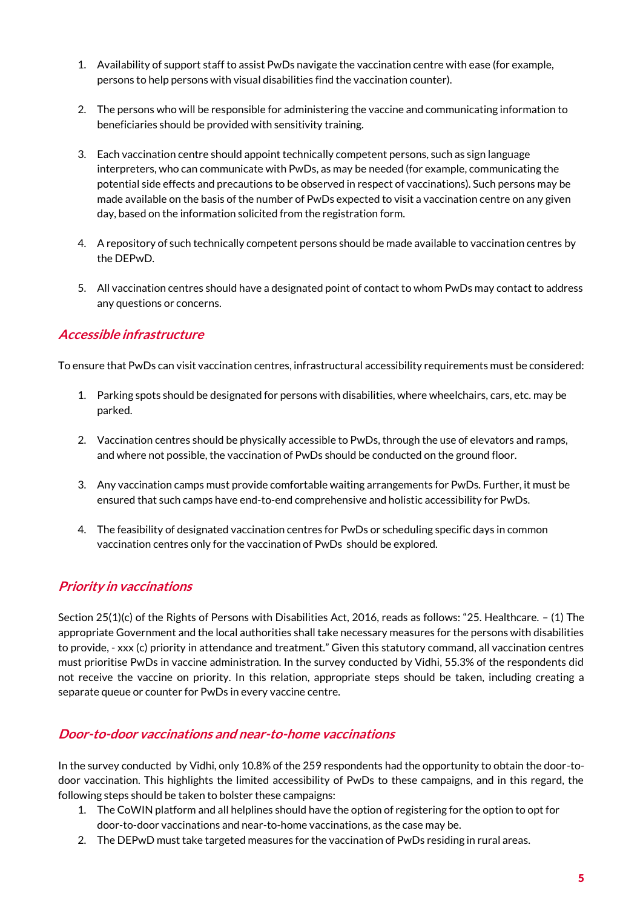1. Availability of support staff to assist PwDs navigate the vaccination centre with ease (for example, persons to help persons with visual disabilities find the vaccination counter).

2. The persons who will be responsible for administering the vaccine and communicating information to beneficiaries should be provided with sensitivity training.

3. Each vaccination centre should appoint technically competent persons, such as sign language interpreters, who can communicate with PwDs, as may be needed (for example, communicating the potential side effects and precautions to be observed in respect of vaccinations). Such persons may be made available on the basis of the number of PwDs expected to visit a vaccination centre on any given day, based on the information solicited from the registration form.

4. A repository of such technically competent persons should be made available to vaccination centres by the DEPwD.

5. All vaccination centres should have a designated point of contact to whom PwDs may contact to address any questions or concerns.

## *Accessible infrastructure*

To ensure that PwDs can visit vaccination centres, infrastructural accessibility requirements must be considered:

1. Parking spots should be designated for persons with disabilities, where wheelchairs, cars, etc. may be parked.

2. Vaccination centres should be physically accessible to PwDs, through the use of elevators and ramps, and where not possible, the vaccination of PwDs should be conducted on the ground floor.

3. Any vaccination camps must provide comfortable waiting arrangements for PwDs. Further, it must be ensured that such camps have end-to-end comprehensive and holistic accessibility for PwDs.

4. The feasibility of designated vaccination centres for PwDs or scheduling specific days in common vaccination centres only for the vaccination of PwDs should be explored.

## *Priority in vaccinations*

Section 25(1)(c) of the Rights of Persons with Disabilities Act, 2016, reads as follows: "25. Healthcare. – (1) The appropriate Government and the local authorities shall take necessary measures for the persons with disabilities to provide, - xxx (c) priority in attendance and treatment." Given this statutory command, all vaccination centres must prioritise PwDs in vaccine administration. In the survey conducted by Vidhi, 55.3% of the respondents did not receive the vaccine on priority. In this relation, appropriate steps should be taken, including creating a separate queue or counter for PwDs in every vaccine centre.

## *Door-to-door vaccinations and near-to-home vaccinations*

In the survey conducted by Vidhi, only 10.8% of the 259 respondents had the opportunity to obtain the door-to-door vaccination. This highlights the limited accessibility of PwDs to these campaigns, and in this regard, the following steps should be taken to bolster these campaigns:

1. The CoWIN platform and all helplines should have the option of registering for the option to opt for door-to-door vaccinations and near-to-home vaccinations, as the case may be.
2. The DEPwD must take targeted measures for the vaccination of PwDs residing in rural areas.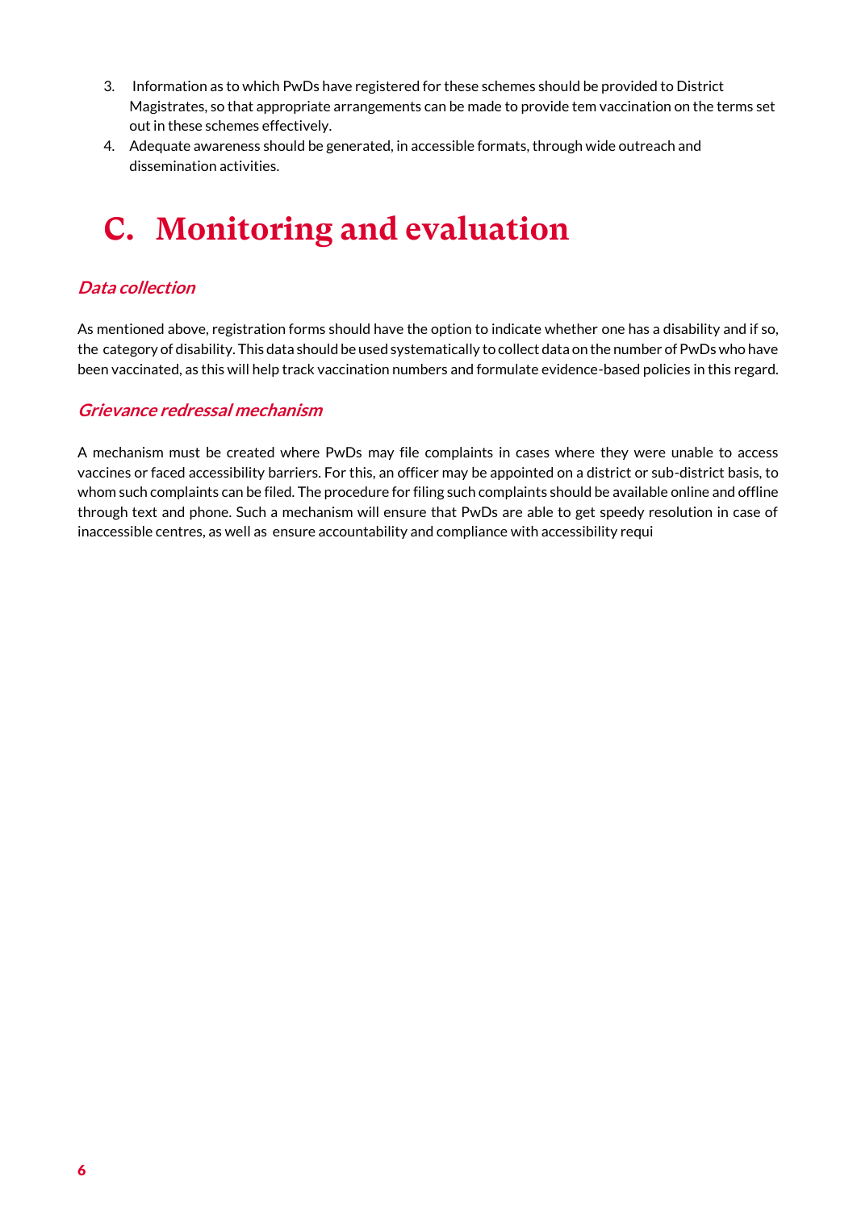3. Information as to which PwDs have registered for these schemes should be provided to District Magistrates, so that appropriate arrangements can be made to provide tem vaccination on the terms set out in these schemes effectively.
4. Adequate awareness should be generated, in accessible formats, through wide outreach and dissemination activities.

# C. Monitoring and evaluation

### *Data collection*

As mentioned above, registration forms should have the option to indicate whether one has a disability and if so, the category of disability. This data should be used systematically to collect data on the number of PwDs who have been vaccinated, as this will help track vaccination numbers and formulate evidence-based policies in this regard.

### *Grievance redressal mechanism*

A mechanism must be created where PwDs may file complaints in cases where they were unable to access vaccines or faced accessibility barriers. For this, an officer may be appointed on a district or sub-district basis, to whom such complaints can be filed. The procedure for filing such complaints should be available online and offline through text and phone. Such a mechanism will ensure that PwDs are able to get speedy resolution in case of inaccessible centres, as well as ensure accountability and compliance with accessibility requi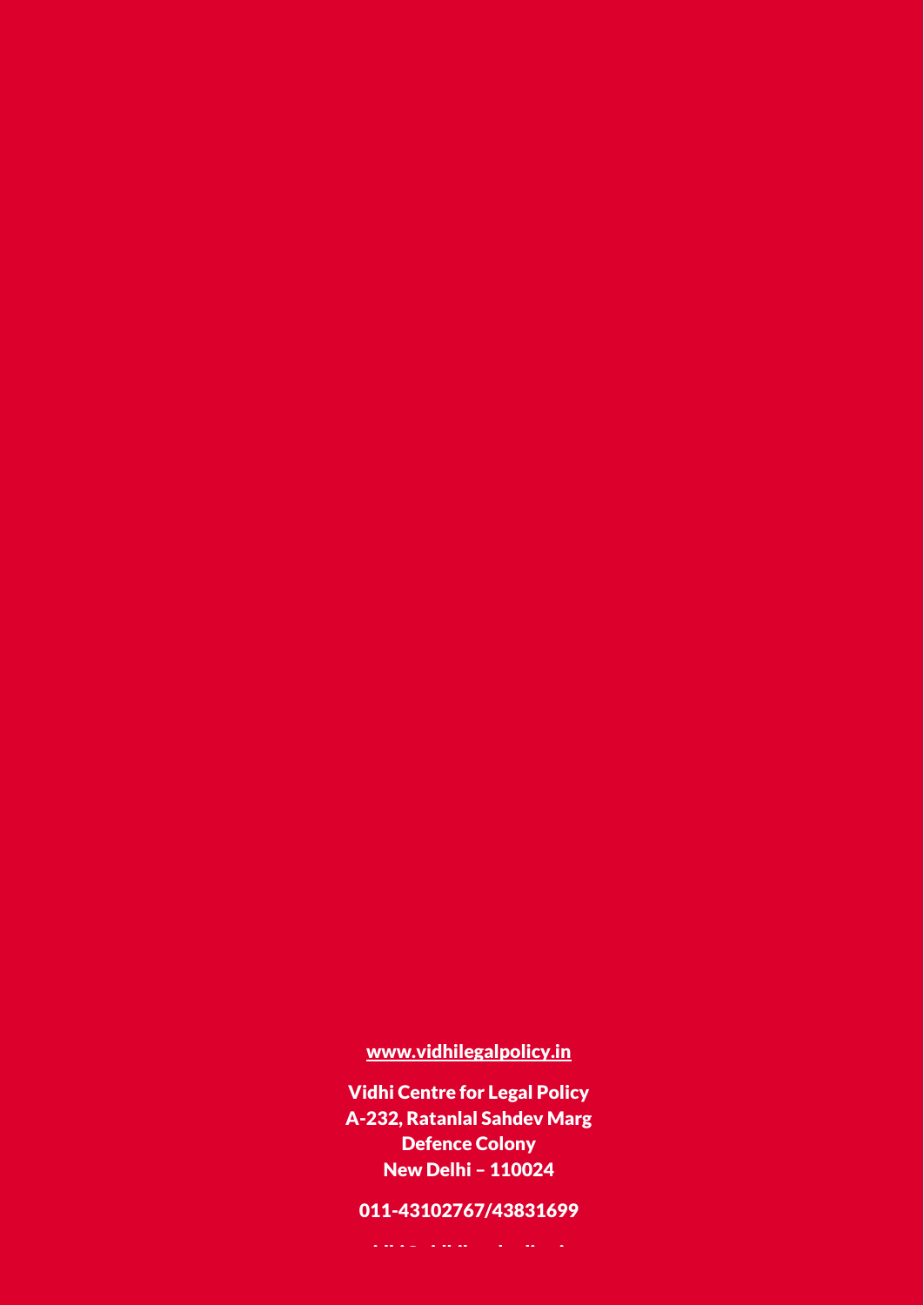[www.vidhilegalpolicy.in](http://www.vidhilegalpolicy.in)

**Vidhi Centre for Legal Policy**
**A-232, Ratanlal Sahdev Marg**
**Defence Colony**
**New Delhi – 110024**

**011-43102767/43831699**

**vidhi@vidhilegalpolicy.in**